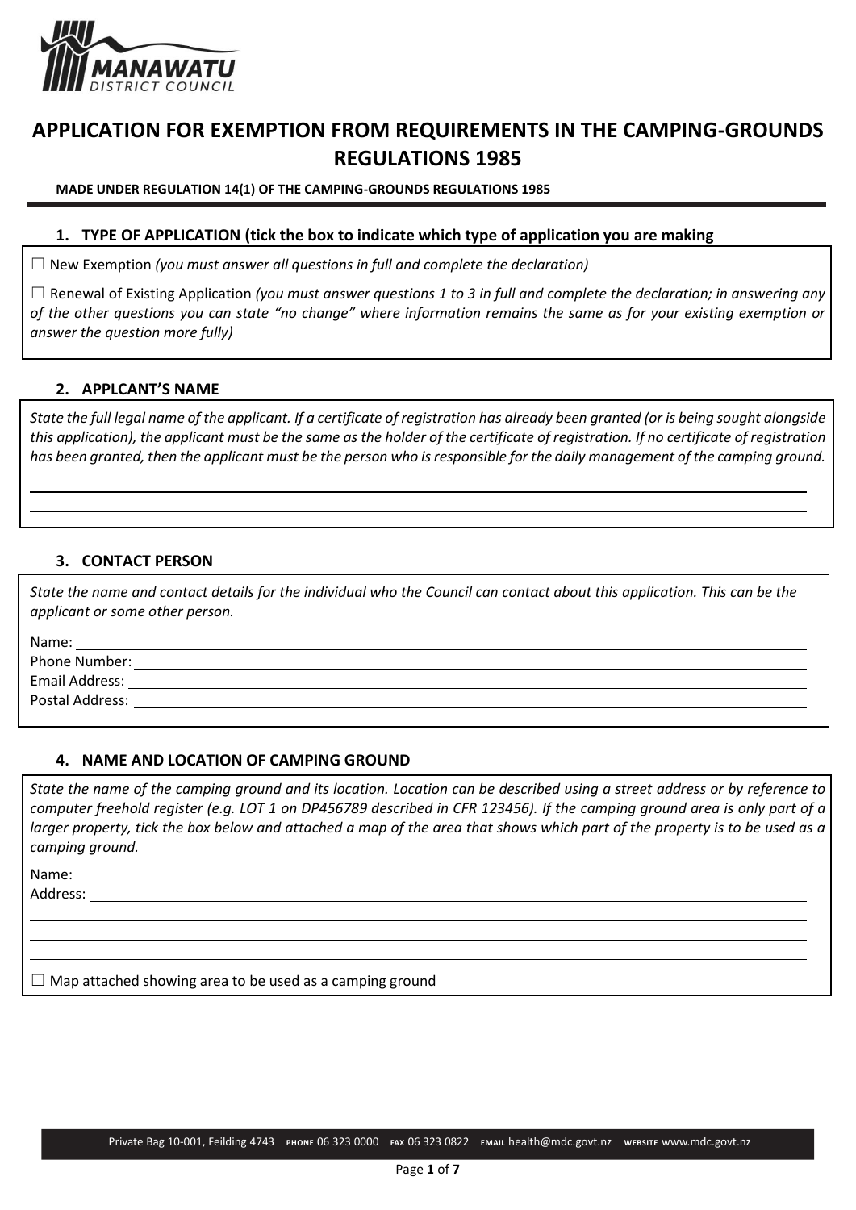# APPLICATION FOR EXEMPTION FROM REQUIREMENTS IN THE CAMPING-GROUNDS REGULATIONS 1985

**MADE UNDER REGULATION 14(1) OF THE CAMPING-GROUNDS REGULATIONS 1985**

## 1. TYPE OF APPLICATION (tick the box to indicate which type of application you are making

☐ New Exemption *(you must answer all questions in full and complete the declaration)*

☐ Renewal of Existing Application *(you must answer questions 1 to 3 in full and complete the declaration; in answering any of the other questions you can state "no change" where information remains the same as for your existing exemption or answer the question more fully)*

## 2. APPLCANT'S NAME

*State the full legal name of the applicant. If a certificate of registration has already been granted (or is being sought alongside this application), the applicant must be the same as the holder of the certificate of registration. If no certificate of registration has been granted, then the applicant must be the person who is responsible for the daily management of the camping ground.*

\_\_\_\_\_\_\_\_\_\_\_\_\_\_\_\_\_\_\_\_\_\_\_\_\_\_\_\_\_\_\_\_\_\_\_\_\_\_\_\_

\_\_\_\_\_\_\_\_\_\_\_\_\_\_\_\_\_\_\_\_\_\_\_\_\_\_\_\_\_\_\_\_\_\_\_\_\_\_\_\_

## 3. CONTACT PERSON

*State the name and contact details for the individual who the Council can contact about this application. This can be the applicant or some other person.*

Name: \_\_\_\_\_\_\_\_\_\_\_\_\_\_\_\_\_\_\_\_

Phone Number: \_\_\_\_\_\_\_\_\_\_\_\_\_\_\_\_\_\_\_\_

Email Address: \_\_\_\_\_\_\_\_\_\_\_\_\_\_\_\_\_\_\_\_

Postal Address: \_\_\_\_\_\_\_\_\_\_\_\_\_\_\_\_\_\_\_\_

## 4. NAME AND LOCATION OF CAMPING GROUND

*State the name of the camping ground and its location. Location can be described using a street address or by reference to computer freehold register (e.g. LOT 1 on DP456789 described in CFR 123456). If the camping ground area is only part of a larger property, tick the box below and attached a map of the area that shows which part of the property is to be used as a camping ground.*

Name: \_\_\_\_\_\_\_\_\_\_\_\_\_\_\_\_\_\_\_\_

Address: \_\_\_\_\_\_\_\_\_\_\_\_\_\_\_\_\_\_\_\_

\_\_\_\_\_\_\_\_\_\_\_\_\_\_\_\_\_\_\_\_\_\_\_\_\_\_\_\_\_\_\_\_\_\_\_\_\_\_\_\_

\_\_\_\_\_\_\_\_\_\_\_\_\_\_\_\_\_\_\_\_\_\_\_\_\_\_\_\_\_\_\_\_\_\_\_\_\_\_\_\_

\_\_\_\_\_\_\_\_\_\_\_\_\_\_\_\_\_\_\_\_\_\_\_\_\_\_\_\_\_\_\_\_\_\_\_\_\_\_\_\_

☐ Map attached showing area to be used as a camping ground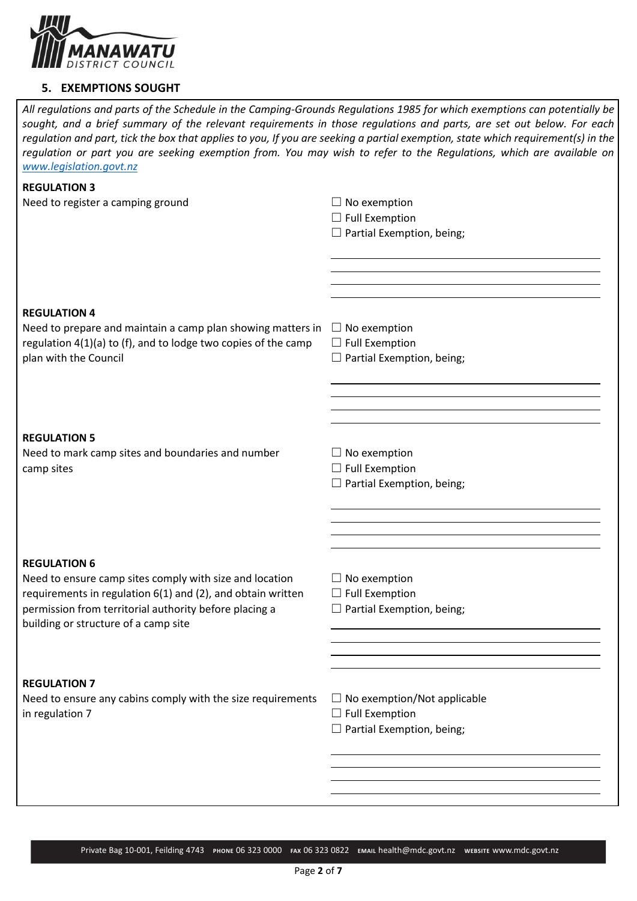## 5. EXEMPTIONS SOUGHT

*All regulations and parts of the Schedule in the Camping-Grounds Regulations 1985 for which exemptions can potentially be sought, and a brief summary of the relevant requirements in those regulations and parts, are set out below. For each regulation and part, tick the box that applies to you, If you are seeking a partial exemption, state which requirement(s) in the regulation or part you are seeking exemption from. You may wish to refer to the Regulations, which are available on [www.legislation.govt.nz](http://www.legislation.govt.nz)*

**REGULATION 3**

Need to register a camping ground

- ☐ No exemption
- ☐ Full Exemption
- ☐ Partial Exemption, being;

______________________________________

______________________________________

______________________________________

______________________________________

**REGULATION 4**

Need to prepare and maintain a camp plan showing matters in regulation 4(1)(a) to (f), and to lodge two copies of the camp plan with the Council

- ☐ No exemption
- ☐ Full Exemption
- ☐ Partial Exemption, being;

______________________________________

______________________________________

______________________________________

______________________________________

**REGULATION 5**

Need to mark camp sites and boundaries and number camp sites

- ☐ No exemption
- ☐ Full Exemption
- ☐ Partial Exemption, being;

______________________________________

______________________________________

______________________________________

______________________________________

**REGULATION 6**

Need to ensure camp sites comply with size and location requirements in regulation 6(1) and (2), and obtain written permission from territorial authority before placing a building or structure of a camp site

- ☐ No exemption
- ☐ Full Exemption
- ☐ Partial Exemption, being;

______________________________________

______________________________________

______________________________________

______________________________________

**REGULATION 7**

Need to ensure any cabins comply with the size requirements in regulation 7

- ☐ No exemption/Not applicable
- ☐ Full Exemption
- ☐ Partial Exemption, being;

______________________________________

______________________________________

______________________________________

______________________________________

Private Bag 10-001, Feilding 4743 PHONE 06 323 0000 FAX 06 323 0822 EMAIL health@mdc.govt.nz WEBSITE www.mdc.govt.nz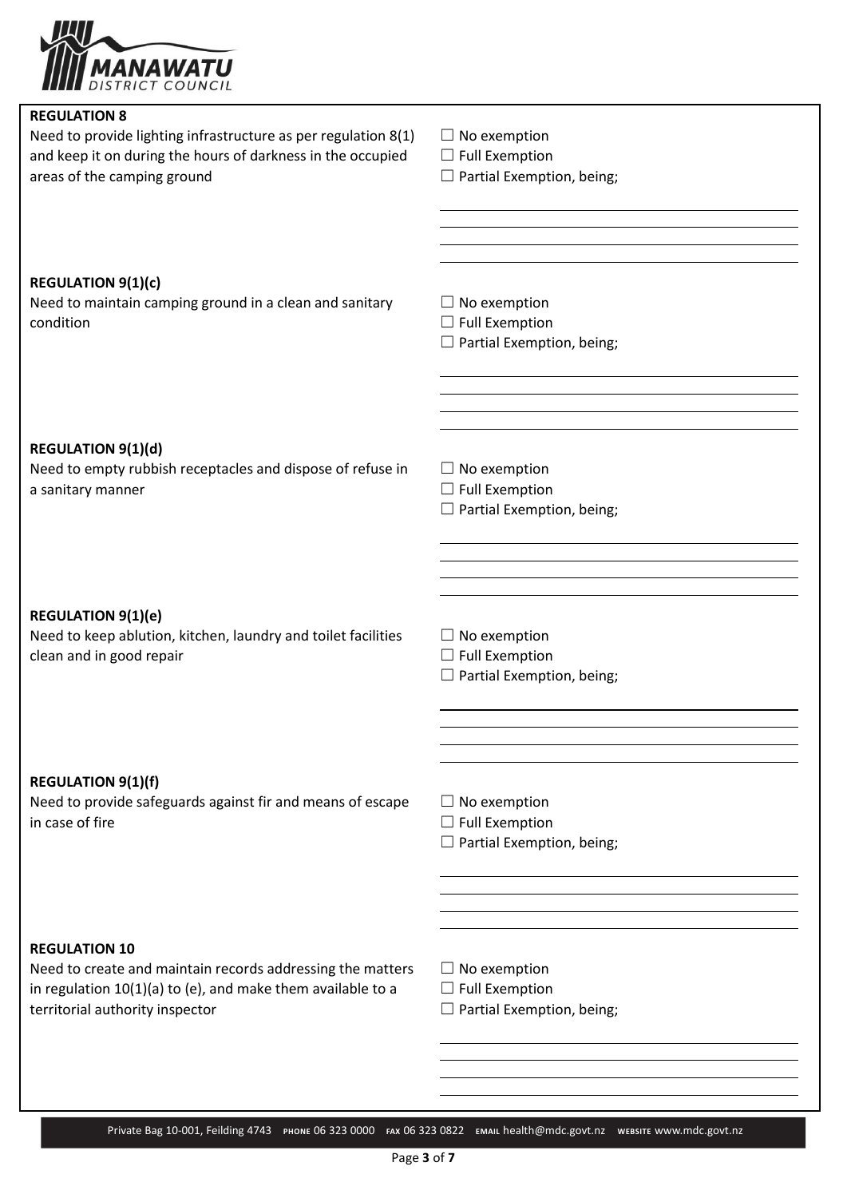**REGULATION 8**

Need to provide lighting infrastructure as per regulation 8(1) and keep it on during the hours of darkness in the occupied areas of the camping ground

☐ No exemption
☐ Full Exemption
☐ Partial Exemption, being;

**REGULATION 9(1)(c)**

Need to maintain camping ground in a clean and sanitary condition

☐ No exemption
☐ Full Exemption
☐ Partial Exemption, being;

**REGULATION 9(1)(d)**

Need to empty rubbish receptacles and dispose of refuse in a sanitary manner

☐ No exemption
☐ Full Exemption
☐ Partial Exemption, being;

**REGULATION 9(1)(e)**

Need to keep ablution, kitchen, laundry and toilet facilities clean and in good repair

☐ No exemption
☐ Full Exemption
☐ Partial Exemption, being;

**REGULATION 9(1)(f)**

Need to provide safeguards against fir and means of escape in case of fire

☐ No exemption
☐ Full Exemption
☐ Partial Exemption, being;

**REGULATION 10**

Need to create and maintain records addressing the matters in regulation 10(1)(a) to (e), and make them available to a territorial authority inspector

☐ No exemption
☐ Full Exemption
☐ Partial Exemption, being;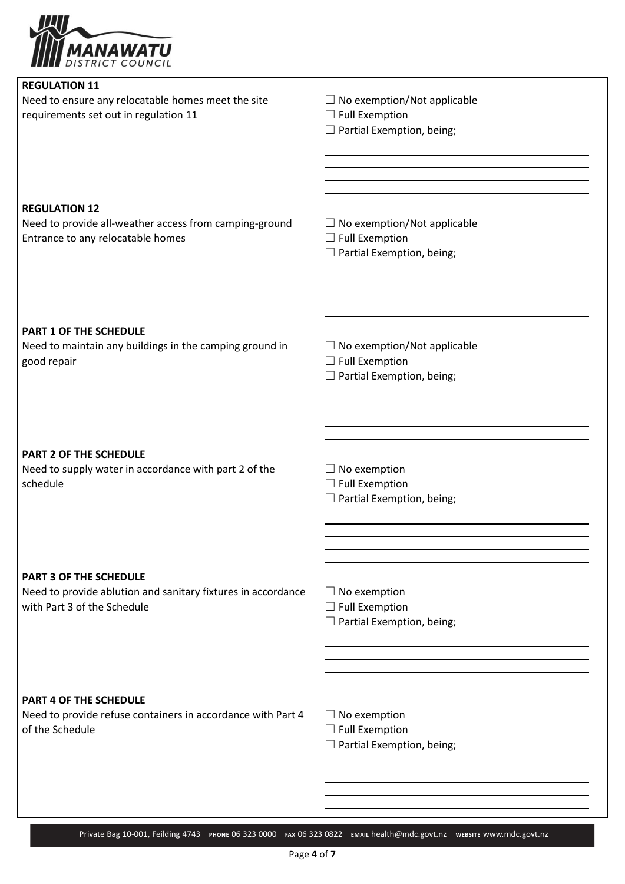**REGULATION 11**

Need to ensure any relocatable homes meet the site requirements set out in regulation 11

- ☐ No exemption/Not applicable
- ☐ Full Exemption
- ☐ Partial Exemption, being;

______________________________

______________________________

______________________________

______________________________

**REGULATION 12**

Need to provide all-weather access from camping-ground Entrance to any relocatable homes

- ☐ No exemption/Not applicable
- ☐ Full Exemption
- ☐ Partial Exemption, being;

______________________________

______________________________

______________________________

______________________________

**PART 1 OF THE SCHEDULE**

Need to maintain any buildings in the camping ground in good repair

- ☐ No exemption/Not applicable
- ☐ Full Exemption
- ☐ Partial Exemption, being;

______________________________

______________________________

______________________________

______________________________

**PART 2 OF THE SCHEDULE**

Need to supply water in accordance with part 2 of the schedule

- ☐ No exemption
- ☐ Full Exemption
- ☐ Partial Exemption, being;

______________________________

______________________________

______________________________

______________________________

**PART 3 OF THE SCHEDULE**

Need to provide ablution and sanitary fixtures in accordance with Part 3 of the Schedule

- ☐ No exemption
- ☐ Full Exemption
- ☐ Partial Exemption, being;

______________________________

______________________________

______________________________

______________________________

**PART 4 OF THE SCHEDULE**

Need to provide refuse containers in accordance with Part 4 of the Schedule

- ☐ No exemption
- ☐ Full Exemption
- ☐ Partial Exemption, being;

______________________________

______________________________

______________________________

______________________________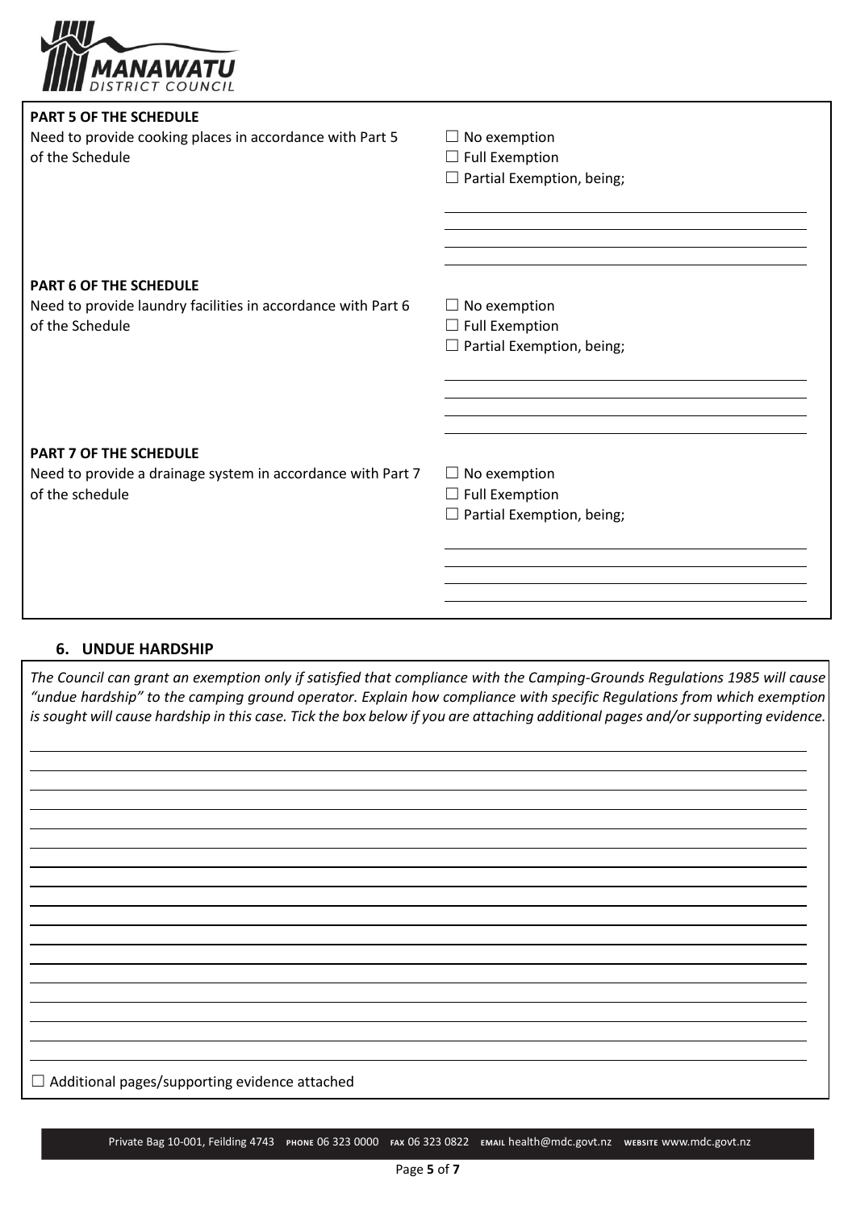**PART 5 OF THE SCHEDULE**

Need to provide cooking places in accordance with Part 5 of the Schedule

☐ No exemption
☐ Full Exemption
☐ Partial Exemption, being;

**PART 6 OF THE SCHEDULE**

Need to provide laundry facilities in accordance with Part 6 of the Schedule

☐ No exemption
☐ Full Exemption
☐ Partial Exemption, being;

**PART 7 OF THE SCHEDULE**

Need to provide a drainage system in accordance with Part 7 of the schedule

☐ No exemption
☐ Full Exemption
☐ Partial Exemption, being;

## 6. UNDUE HARDSHIP

*The Council can grant an exemption only if satisfied that compliance with the Camping-Grounds Regulations 1985 will cause "undue hardship" to the camping ground operator. Explain how compliance with specific Regulations from which exemption is sought will cause hardship in this case. Tick the box below if you are attaching additional pages and/or supporting evidence.*

☐ Additional pages/supporting evidence attached

Private Bag 10-001, Feilding 4743 PHONE 06 323 0000 FAX 06 323 0822 EMAIL health@mdc.govt.nz WEBSITE www.mdc.govt.nz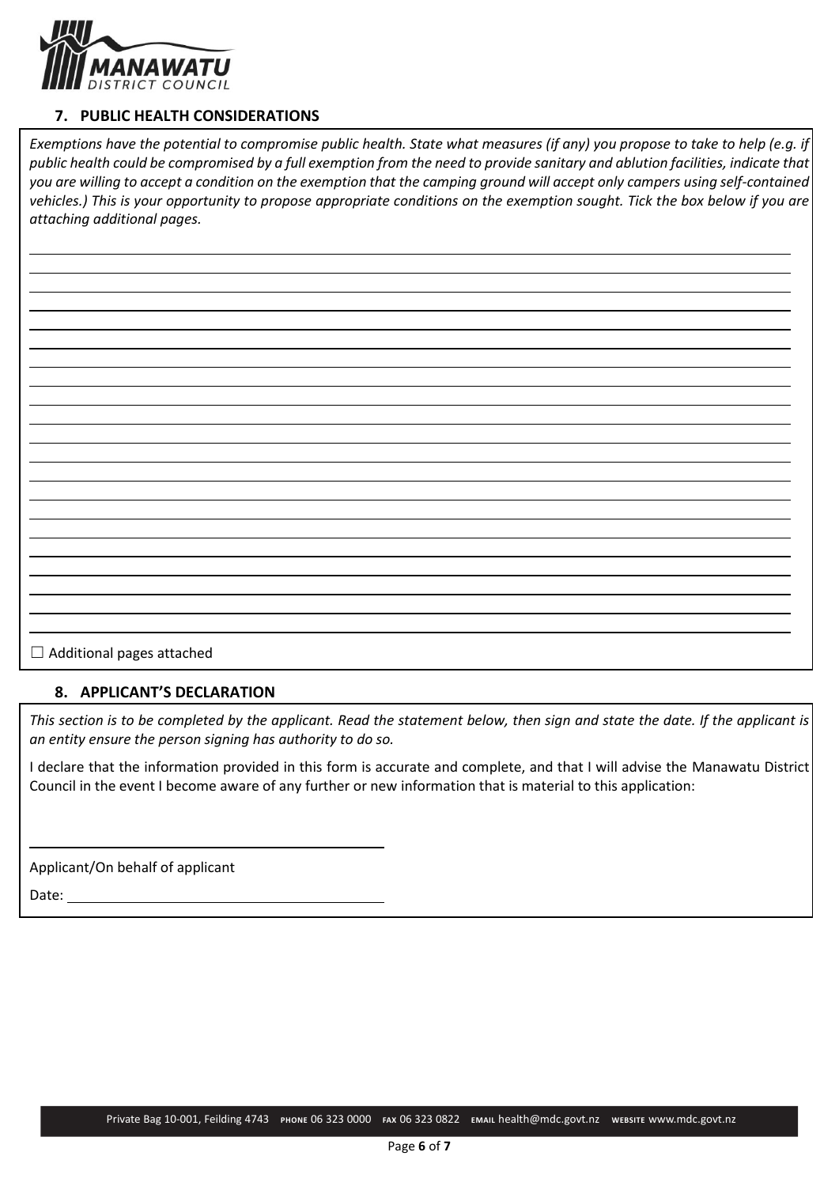## 7. PUBLIC HEALTH CONSIDERATIONS

*Exemptions have the potential to compromise public health. State what measures (if any) you propose to take to help (e.g. if public health could be compromised by a full exemption from the need to provide sanitary and ablution facilities, indicate that you are willing to accept a condition on the exemption that the camping ground will accept only campers using self-contained vehicles.) This is your opportunity to propose appropriate conditions on the exemption sought. Tick the box below if you are attaching additional pages.*

☐ Additional pages attached

## 8. APPLICANT'S DECLARATION

*This section is to be completed by the applicant. Read the statement below, then sign and state the date. If the applicant is an entity ensure the person signing has authority to do so.*

I declare that the information provided in this form is accurate and complete, and that I will advise the Manawatu District Council in the event I become aware of any further or new information that is material to this application:

Applicant/On behalf of applicant

Date:

Private Bag 10-001, Feilding 4743 PHONE 06 323 0000 FAX 06 323 0822 EMAIL health@mdc.govt.nz WEBSITE www.mdc.govt.nz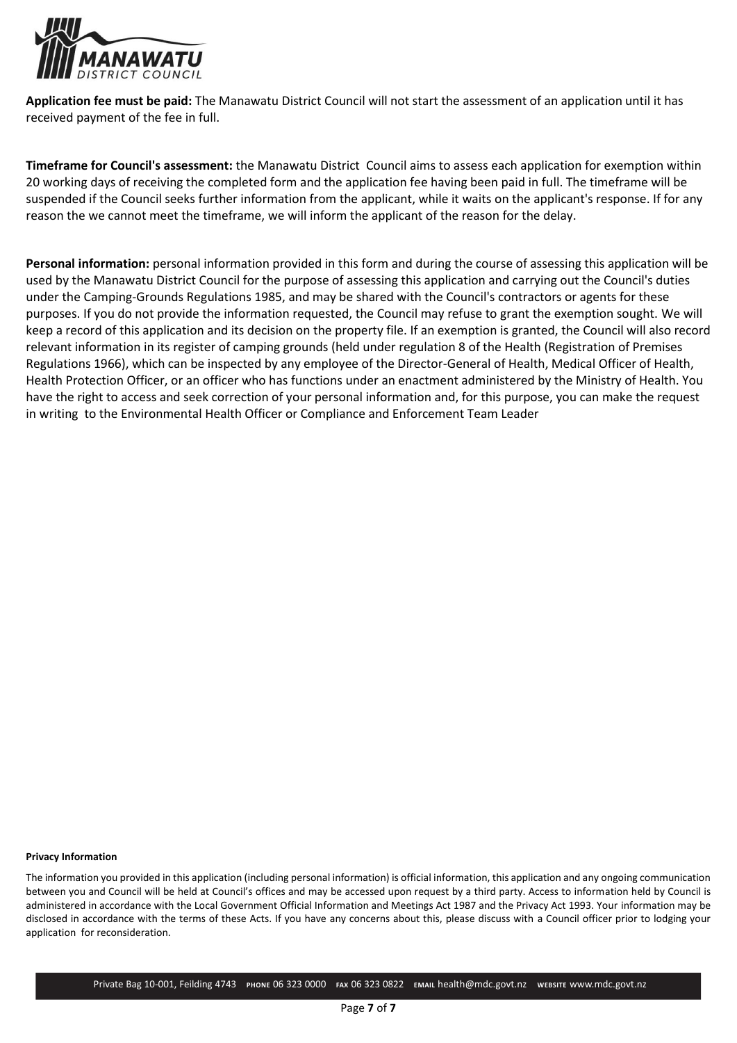**Application fee must be paid:** The Manawatu District Council will not start the assessment of an application until it has received payment of the fee in full.

**Timeframe for Council's assessment:** the Manawatu District Council aims to assess each application for exemption within 20 working days of receiving the completed form and the application fee having been paid in full. The timeframe will be suspended if the Council seeks further information from the applicant, while it waits on the applicant's response. If for any reason the we cannot meet the timeframe, we will inform the applicant of the reason for the delay.

**Personal information:** personal information provided in this form and during the course of assessing this application will be used by the Manawatu District Council for the purpose of assessing this application and carrying out the Council's duties under the Camping-Grounds Regulations 1985, and may be shared with the Council's contractors or agents for these purposes. If you do not provide the information requested, the Council may refuse to grant the exemption sought. We will keep a record of this application and its decision on the property file. If an exemption is granted, the Council will also record relevant information in its register of camping grounds (held under regulation 8 of the Health (Registration of Premises Regulations 1966), which can be inspected by any employee of the Director-General of Health, Medical Officer of Health, Health Protection Officer, or an officer who has functions under an enactment administered by the Ministry of Health. You have the right to access and seek correction of your personal information and, for this purpose, you can make the request in writing to the Environmental Health Officer or Compliance and Enforcement Team Leader

**Privacy Information**

The information you provided in this application (including personal information) is official information, this application and any ongoing communication between you and Council will be held at Council's offices and may be accessed upon request by a third party. Access to information held by Council is administered in accordance with the Local Government Official Information and Meetings Act 1987 and the Privacy Act 1993. Your information may be disclosed in accordance with the terms of these Acts. If you have any concerns about this, please discuss with a Council officer prior to lodging your application for reconsideration.

Private Bag 10-001, Feilding 4743 PHONE 06 323 0000 FAX 06 323 0822 EMAIL health@mdc.govt.nz WEBSITE www.mdc.govt.nz